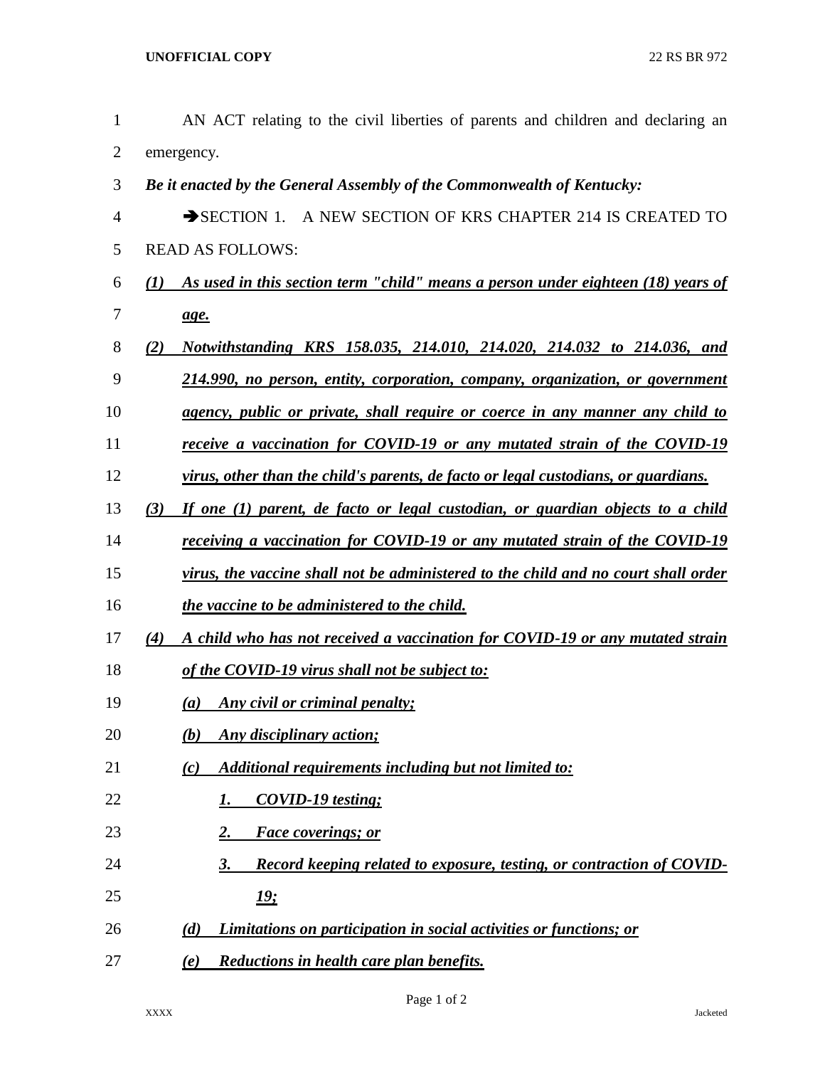AN ACT relating to the civil liberties of parents and children and declaring an emergency.

***Be it enacted by the General Assembly of the Commonwealth of Kentucky:***

➔SECTION 1. A NEW SECTION OF KRS CHAPTER 214 IS CREATED TO READ AS FOLLOWS:

***(1) As used in this section term "child" means a person under eighteen (18) years of age.***

***(2) Notwithstanding KRS 158.035, 214.010, 214.020, 214.032 to 214.036, and 214.990, no person, entity, corporation, company, organization, or government agency, public or private, shall require or coerce in any manner any child to receive a vaccination for COVID-19 or any mutated strain of the COVID-19 virus, other than the child's parents, de facto or legal custodians, or guardians.***

***(3) If one (1) parent, de facto or legal custodian, or guardian objects to a child receiving a vaccination for COVID-19 or any mutated strain of the COVID-19 virus, the vaccine shall not be administered to the child and no court shall order the vaccine to be administered to the child.***

***(4) A child who has not received a vaccination for COVID-19 or any mutated strain of the COVID-19 virus shall not be subject to:***

***(a) Any civil or criminal penalty;***

***(b) Any disciplinary action;***

***(c) Additional requirements including but not limited to:***

***1. COVID-19 testing;***

***2. Face coverings; or***

***3. Record keeping related to exposure, testing, or contraction of COVID-19;***

***(d) Limitations on participation in social activities or functions; or***

***(e) Reductions in health care plan benefits.***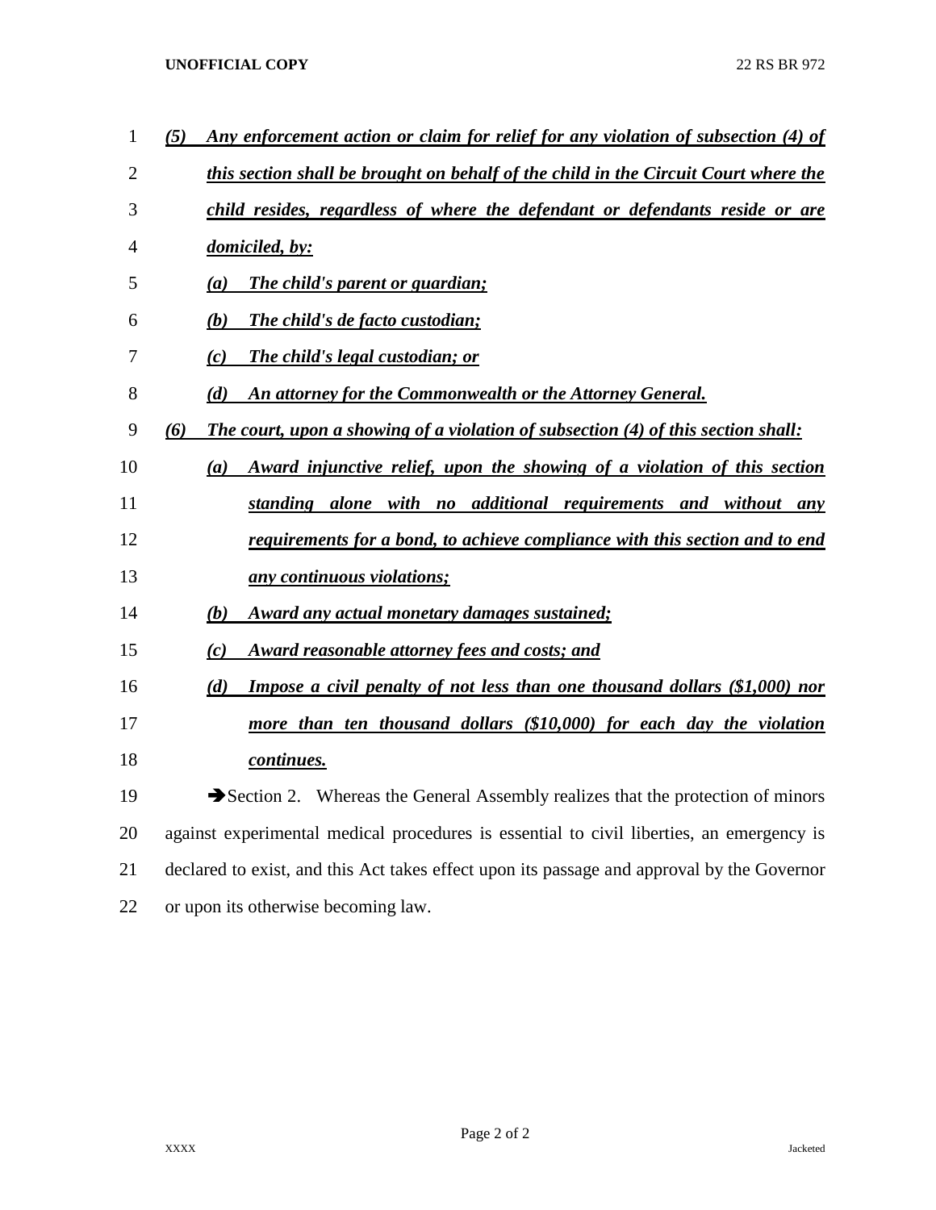***(5) Any enforcement action or claim for relief for any violation of subsection (4) of this section shall be brought on behalf of the child in the Circuit Court where the child resides, regardless of where the defendant or defendants reside or are domiciled, by:***

***(a) The child's parent or guardian;***

***(b) The child's de facto custodian;***

***(c) The child's legal custodian; or***

***(d) An attorney for the Commonwealth or the Attorney General.***

***(6) The court, upon a showing of a violation of subsection (4) of this section shall:***

***(a) Award injunctive relief, upon the showing of a violation of this section standing alone with no additional requirements and without any requirements for a bond, to achieve compliance with this section and to end any continuous violations;***

***(b) Award any actual monetary damages sustained;***

***(c) Award reasonable attorney fees and costs; and***

***(d) Impose a civil penalty of not less than one thousand dollars ($1,000) nor more than ten thousand dollars ($10,000) for each day the violation continues.***

➔Section 2. Whereas the General Assembly realizes that the protection of minors against experimental medical procedures is essential to civil liberties, an emergency is declared to exist, and this Act takes effect upon its passage and approval by the Governor or upon its otherwise becoming law.